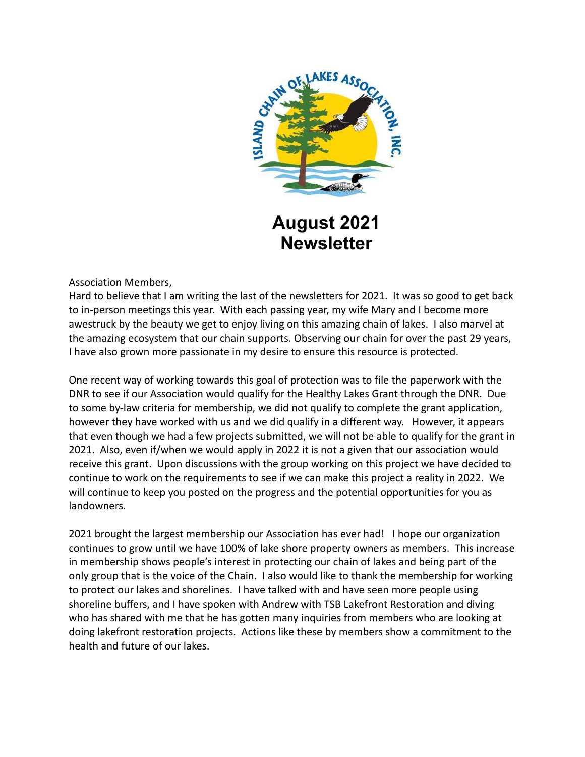# August 2021 Newsletter

Association Members,

Hard to believe that I am writing the last of the newsletters for 2021. It was so good to get back to in-person meetings this year. With each passing year, my wife Mary and I become more awestruck by the beauty we get to enjoy living on this amazing chain of lakes. I also marvel at the amazing ecosystem that our chain supports. Observing our chain for over the past 29 years, I have also grown more passionate in my desire to ensure this resource is protected.

One recent way of working towards this goal of protection was to file the paperwork with the DNR to see if our Association would qualify for the Healthy Lakes Grant through the DNR. Due to some by-law criteria for membership, we did not qualify to complete the grant application, however they have worked with us and we did qualify in a different way. However, it appears that even though we had a few projects submitted, we will not be able to qualify for the grant in 2021. Also, even if/when we would apply in 2022 it is not a given that our association would receive this grant. Upon discussions with the group working on this project we have decided to continue to work on the requirements to see if we can make this project a reality in 2022. We will continue to keep you posted on the progress and the potential opportunities for you as landowners.

2021 brought the largest membership our Association has ever had! I hope our organization continues to grow until we have 100% of lake shore property owners as members. This increase in membership shows people's interest in protecting our chain of lakes and being part of the only group that is the voice of the Chain. I also would like to thank the membership for working to protect our lakes and shorelines. I have talked with and have seen more people using shoreline buffers, and I have spoken with Andrew with TSB Lakefront Restoration and diving who has shared with me that he has gotten many inquiries from members who are looking at doing lakefront restoration projects. Actions like these by members show a commitment to the health and future of our lakes.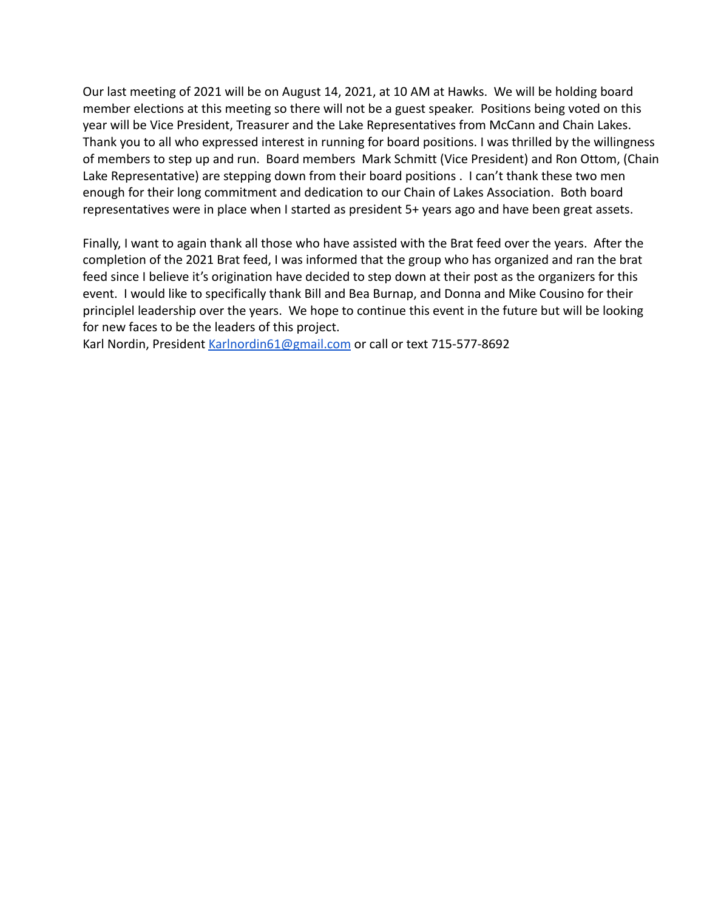Our last meeting of 2021 will be on August 14, 2021, at 10 AM at Hawks. We will be holding board member elections at this meeting so there will not be a guest speaker. Positions being voted on this year will be Vice President, Treasurer and the Lake Representatives from McCann and Chain Lakes. Thank you to all who expressed interest in running for board positions. I was thrilled by the willingness of members to step up and run. Board members Mark Schmitt (Vice President) and Ron Ottom, (Chain Lake Representative) are stepping down from their board positions . I can't thank these two men enough for their long commitment and dedication to our Chain of Lakes Association. Both board representatives were in place when I started as president 5+ years ago and have been great assets.

Finally, I want to again thank all those who have assisted with the Brat feed over the years. After the completion of the 2021 Brat feed, I was informed that the group who has organized and ran the brat feed since I believe it's origination have decided to step down at their post as the organizers for this event. I would like to specifically thank Bill and Bea Burnap, and Donna and Mike Cousino for their principlel leadership over the years. We hope to continue this event in the future but will be looking for new faces to be the leaders of this project.

Karl Nordin, President [Karlnordin61@gmail.com](mailto:Karlnordin61@gmail.com) or call or text 715-577-8692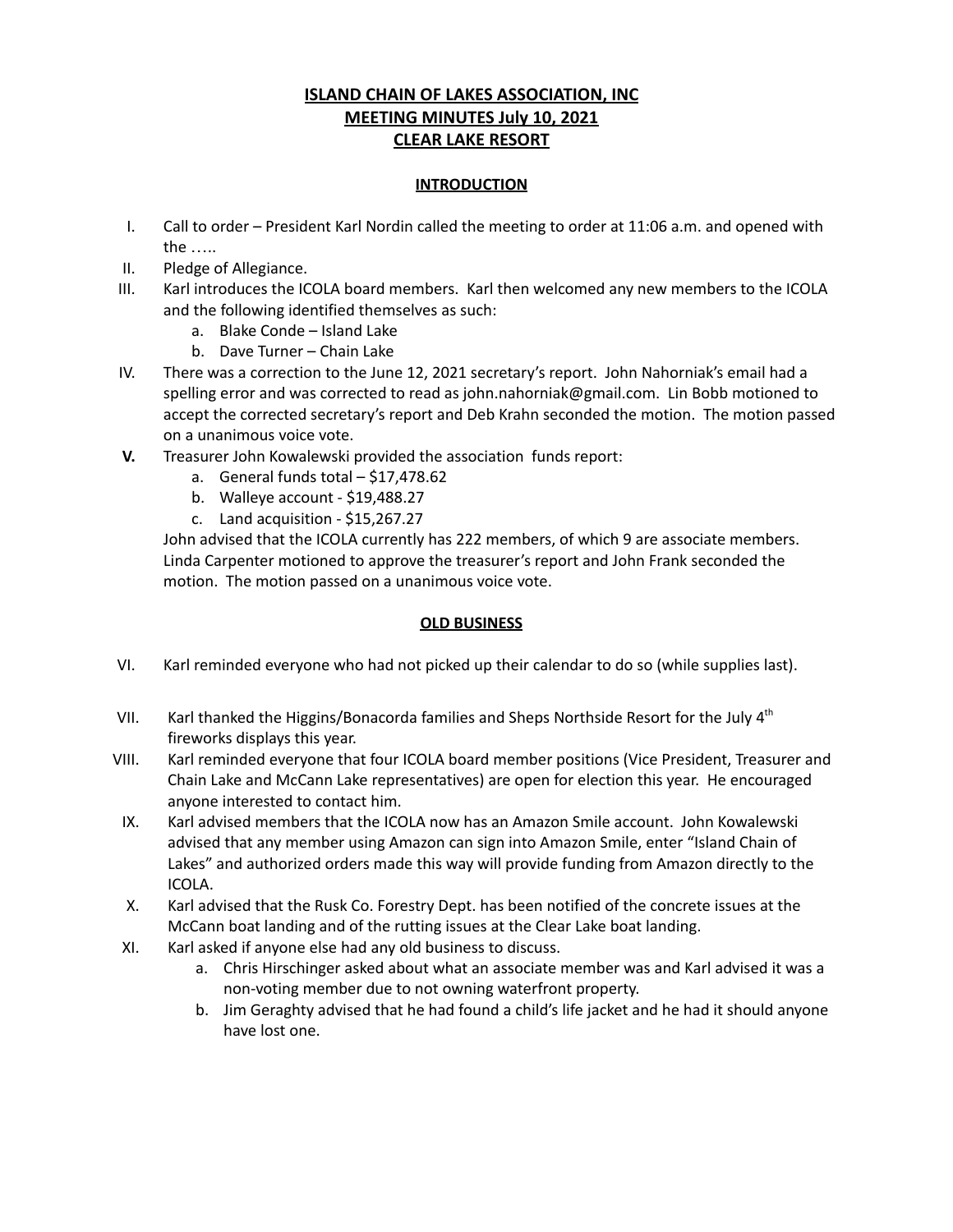# ISLAND CHAIN OF LAKES ASSOCIATION, INC
# MEETING MINUTES July 10, 2021
# CLEAR LAKE RESORT

## INTRODUCTION

I. Call to order – President Karl Nordin called the meeting to order at 11:06 a.m. and opened with the …..

II. Pledge of Allegiance.

III. Karl introduces the ICOLA board members. Karl then welcomed any new members to the ICOLA and the following identified themselves as such:
   a. Blake Conde – Island Lake
   b. Dave Turner – Chain Lake

IV. There was a correction to the June 12, 2021 secretary's report. John Nahorniak's email had a spelling error and was corrected to read as john.nahorniak@gmail.com. Lin Bobb motioned to accept the corrected secretary's report and Deb Krahn seconded the motion. The motion passed on a unanimous voice vote.

**V.** Treasurer John Kowalewski provided the association funds report:
   a. General funds total – $17,478.62
   b. Walleye account - $19,488.27
   c. Land acquisition - $15,267.27

   John advised that the ICOLA currently has 222 members, of which 9 are associate members. Linda Carpenter motioned to approve the treasurer's report and John Frank seconded the motion. The motion passed on a unanimous voice vote.

## OLD BUSINESS

VI. Karl reminded everyone who had not picked up their calendar to do so (while supplies last).

VII. Karl thanked the Higgins/Bonacorda families and Sheps Northside Resort for the July 4th fireworks displays this year.

VIII. Karl reminded everyone that four ICOLA board member positions (Vice President, Treasurer and Chain Lake and McCann Lake representatives) are open for election this year. He encouraged anyone interested to contact him.

IX. Karl advised members that the ICOLA now has an Amazon Smile account. John Kowalewski advised that any member using Amazon can sign into Amazon Smile, enter "Island Chain of Lakes" and authorized orders made this way will provide funding from Amazon directly to the ICOLA.

X. Karl advised that the Rusk Co. Forestry Dept. has been notified of the concrete issues at the McCann boat landing and of the rutting issues at the Clear Lake boat landing.

XI. Karl asked if anyone else had any old business to discuss.
   a. Chris Hirschinger asked about what an associate member was and Karl advised it was a non-voting member due to not owning waterfront property.
   b. Jim Geraghty advised that he had found a child's life jacket and he had it should anyone have lost one.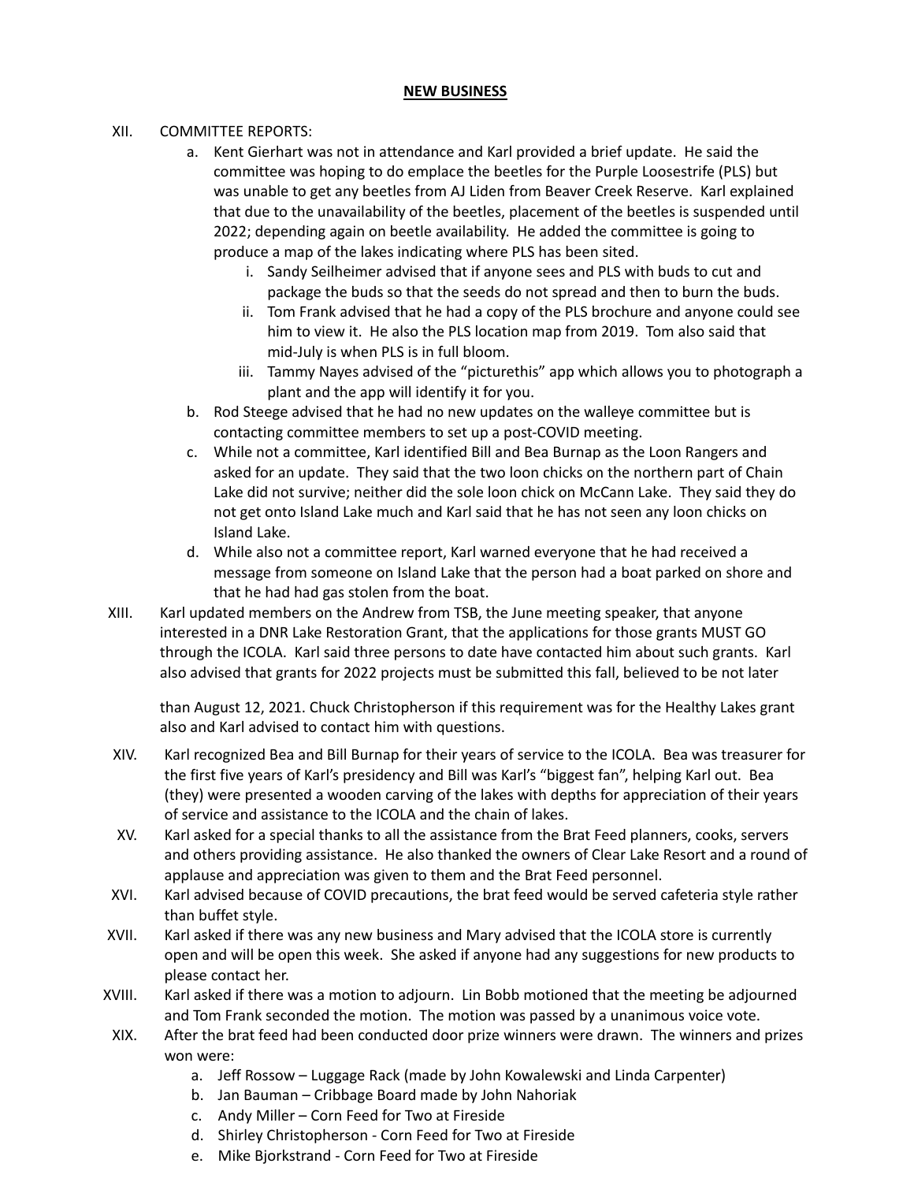**NEW BUSINESS**

XII. COMMITTEE REPORTS:

a. Kent Gierhart was not in attendance and Karl provided a brief update. He said the committee was hoping to do emplace the beetles for the Purple Loosestrife (PLS) but was unable to get any beetles from AJ Liden from Beaver Creek Reserve. Karl explained that due to the unavailability of the beetles, placement of the beetles is suspended until 2022; depending again on beetle availability. He added the committee is going to produce a map of the lakes indicating where PLS has been sited.

  i. Sandy Seilheimer advised that if anyone sees and PLS with buds to cut and package the buds so that the seeds do not spread and then to burn the buds.

  ii. Tom Frank advised that he had a copy of the PLS brochure and anyone could see him to view it. He also the PLS location map from 2019. Tom also said that mid-July is when PLS is in full bloom.

  iii. Tammy Nayes advised of the "picturethis" app which allows you to photograph a plant and the app will identify it for you.

b. Rod Steege advised that he had no new updates on the walleye committee but is contacting committee members to set up a post-COVID meeting.

c. While not a committee, Karl identified Bill and Bea Burnap as the Loon Rangers and asked for an update. They said that the two loon chicks on the northern part of Chain Lake did not survive; neither did the sole loon chick on McCann Lake. They said they do not get onto Island Lake much and Karl said that he has not seen any loon chicks on Island Lake.

d. While also not a committee report, Karl warned everyone that he had received a message from someone on Island Lake that the person had a boat parked on shore and that he had had gas stolen from the boat.

XIII. Karl updated members on the Andrew from TSB, the June meeting speaker, that anyone interested in a DNR Lake Restoration Grant, that the applications for those grants MUST GO through the ICOLA. Karl said three persons to date have contacted him about such grants. Karl also advised that grants for 2022 projects must be submitted this fall, believed to be not later than August 12, 2021. Chuck Christopherson if this requirement was for the Healthy Lakes grant also and Karl advised to contact him with questions.

XIV. Karl recognized Bea and Bill Burnap for their years of service to the ICOLA. Bea was treasurer for the first five years of Karl's presidency and Bill was Karl's "biggest fan", helping Karl out. Bea (they) were presented a wooden carving of the lakes with depths for appreciation of their years of service and assistance to the ICOLA and the chain of lakes.

XV. Karl asked for a special thanks to all the assistance from the Brat Feed planners, cooks, servers and others providing assistance. He also thanked the owners of Clear Lake Resort and a round of applause and appreciation was given to them and the Brat Feed personnel.

XVI. Karl advised because of COVID precautions, the brat feed would be served cafeteria style rather than buffet style.

XVII. Karl asked if there was any new business and Mary advised that the ICOLA store is currently open and will be open this week. She asked if anyone had any suggestions for new products to please contact her.

XVIII. Karl asked if there was a motion to adjourn. Lin Bobb motioned that the meeting be adjourned and Tom Frank seconded the motion. The motion was passed by a unanimous voice vote.

XIX. After the brat feed had been conducted door prize winners were drawn. The winners and prizes won were:

a. Jeff Rossow – Luggage Rack (made by John Kowalewski and Linda Carpenter)

b. Jan Bauman – Cribbage Board made by John Nahoriak

c. Andy Miller – Corn Feed for Two at Fireside

d. Shirley Christopherson - Corn Feed for Two at Fireside

e. Mike Bjorkstrand - Corn Feed for Two at Fireside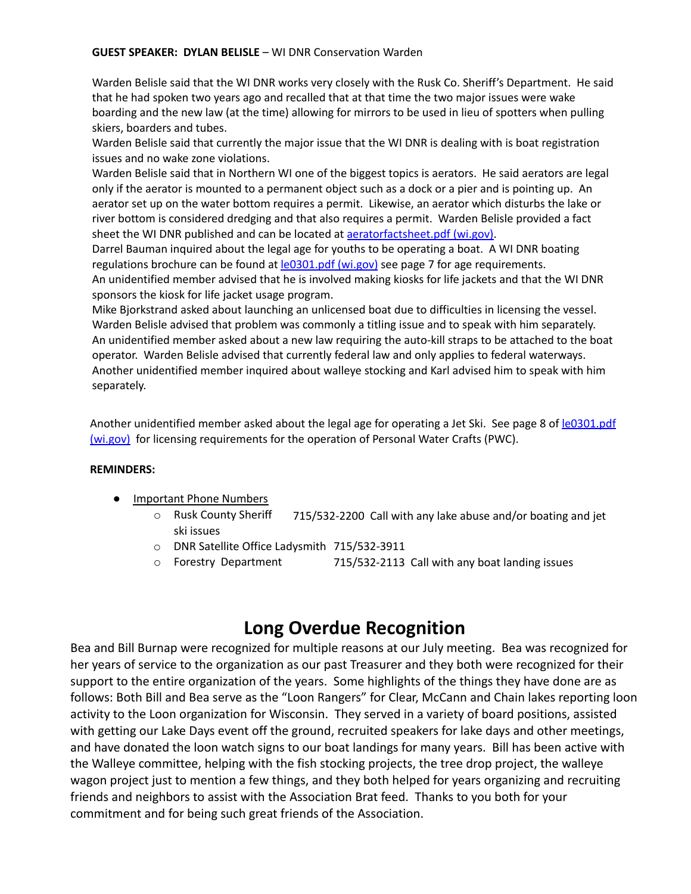**GUEST SPEAKER: DYLAN BELISLE** – WI DNR Conservation Warden

Warden Belisle said that the WI DNR works very closely with the Rusk Co. Sheriff's Department. He said that he had spoken two years ago and recalled that at that time the two major issues were wake boarding and the new law (at the time) allowing for mirrors to be used in lieu of spotters when pulling skiers, boarders and tubes.
Warden Belisle said that currently the major issue that the WI DNR is dealing with is boat registration issues and no wake zone violations.
Warden Belisle said that in Northern WI one of the biggest topics is aerators. He said aerators are legal only if the aerator is mounted to a permanent object such as a dock or a pier and is pointing up. An aerator set up on the water bottom requires a permit. Likewise, an aerator which disturbs the lake or river bottom is considered dredging and that also requires a permit. Warden Belisle provided a fact sheet the WI DNR published and can be located at aeratorfactsheet.pdf (wi.gov).
Darrel Bauman inquired about the legal age for youths to be operating a boat. A WI DNR boating regulations brochure can be found at le0301.pdf (wi.gov) see page 7 for age requirements.
An unidentified member advised that he is involved making kiosks for life jackets and that the WI DNR sponsors the kiosk for life jacket usage program.
Mike Bjorkstrand asked about launching an unlicensed boat due to difficulties in licensing the vessel. Warden Belisle advised that problem was commonly a titling issue and to speak with him separately.
An unidentified member asked about a new law requiring the auto-kill straps to be attached to the boat operator. Warden Belisle advised that currently federal law and only applies to federal waterways.
Another unidentified member inquired about walleye stocking and Karl advised him to speak with him separately.

Another unidentified member asked about the legal age for operating a Jet Ski. See page 8 of le0301.pdf (wi.gov) for licensing requirements for the operation of Personal Water Crafts (PWC).

**REMINDERS:**

- Important Phone Numbers
  - Rusk County Sheriff 715/532-2200 Call with any lake abuse and/or boating and jet ski issues
  - DNR Satellite Office Ladysmith 715/532-3911
  - Forestry Department 715/532-2113 Call with any boat landing issues

# Long Overdue Recognition

Bea and Bill Burnap were recognized for multiple reasons at our July meeting. Bea was recognized for her years of service to the organization as our past Treasurer and they both were recognized for their support to the entire organization of the years. Some highlights of the things they have done are as follows: Both Bill and Bea serve as the "Loon Rangers" for Clear, McCann and Chain lakes reporting loon activity to the Loon organization for Wisconsin. They served in a variety of board positions, assisted with getting our Lake Days event off the ground, recruited speakers for lake days and other meetings, and have donated the loon watch signs to our boat landings for many years. Bill has been active with the Walleye committee, helping with the fish stocking projects, the tree drop project, the walleye wagon project just to mention a few things, and they both helped for years organizing and recruiting friends and neighbors to assist with the Association Brat feed. Thanks to you both for your commitment and for being such great friends of the Association.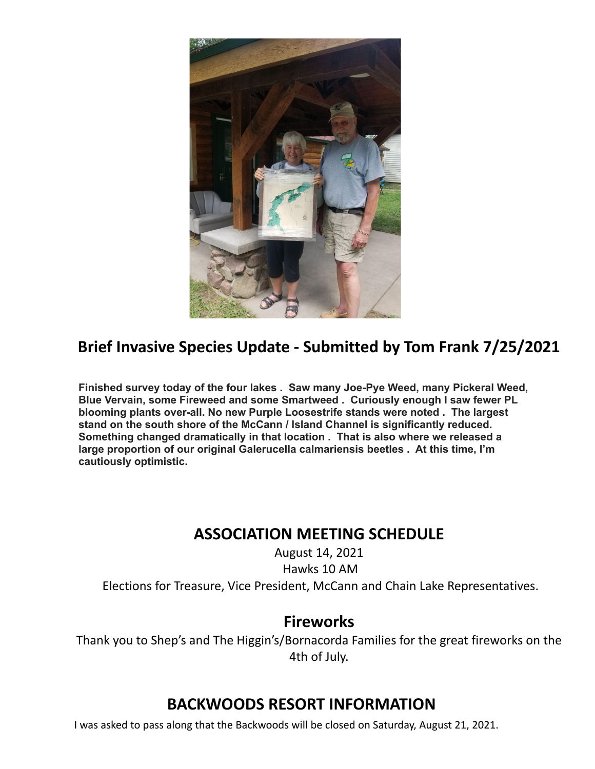## Brief Invasive Species Update - Submitted by Tom Frank 7/25/2021

**Finished survey today of the four lakes . Saw many Joe-Pye Weed, many Pickeral Weed, Blue Vervain, some Fireweed and some Smartweed . Curiously enough I saw fewer PL blooming plants over-all. No new Purple Loosestrife stands were noted . The largest stand on the south shore of the McCann / Island Channel is significantly reduced. Something changed dramatically in that location . That is also where we released a large proportion of our original Galerucella calmariensis beetles . At this time, I'm cautiously optimistic.**

## ASSOCIATION MEETING SCHEDULE

August 14, 2021

Hawks 10 AM

Elections for Treasure, Vice President, McCann and Chain Lake Representatives.

## Fireworks

Thank you to Shep's and The Higgin's/Bornacorda Families for the great fireworks on the 4th of July.

## BACKWOODS RESORT INFORMATION

I was asked to pass along that the Backwoods will be closed on Saturday, August 21, 2021.